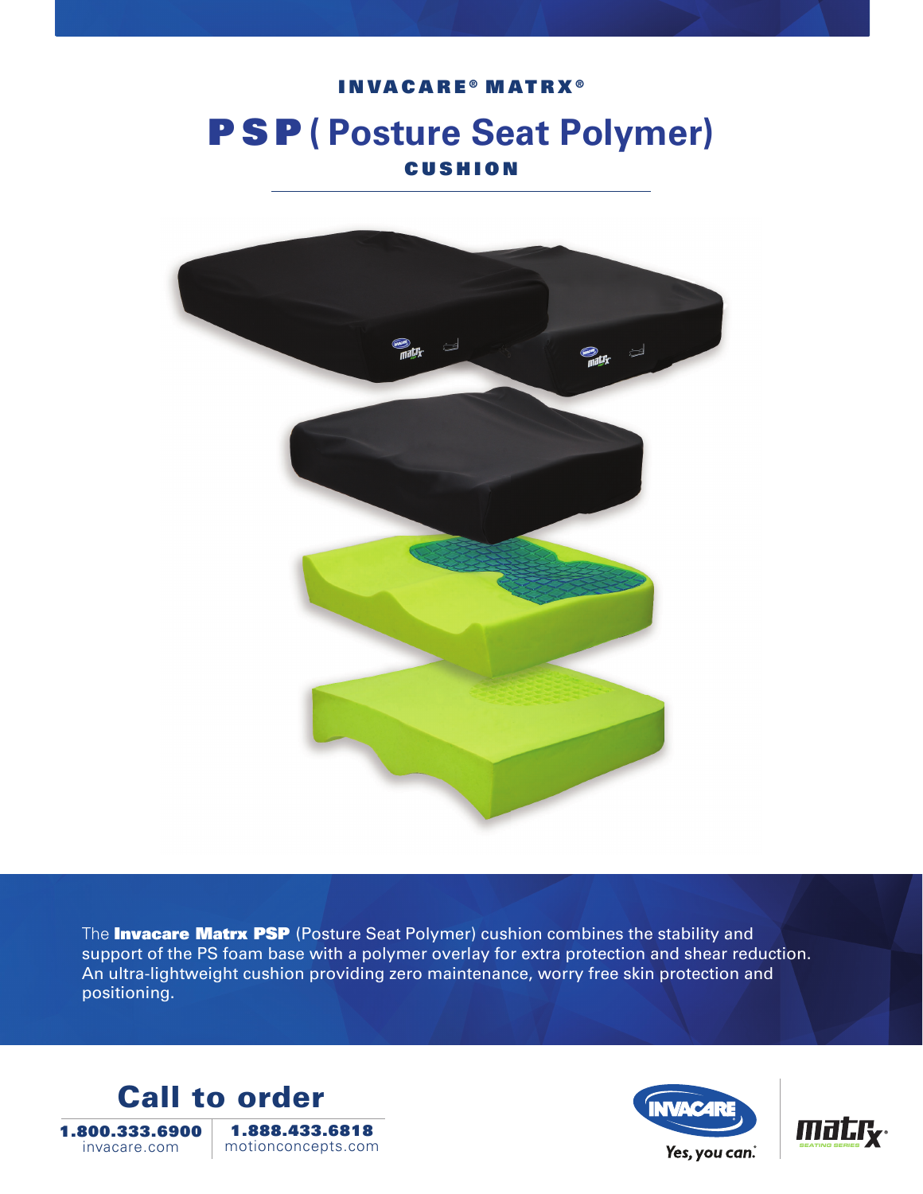INVACARE® MATRX®

# PSP (Posture Seat Polymer)

CUSHION

The **Invacare Matrx PSP** (Posture Seat Polymer) cushion combines the stability and support of the PS foam base with a polymer overlay for extra protection and shear reduction. An ultra-lightweight cushion providing zero maintenance, worry free skin protection and positioning.

## Call to order

**1.800.333.6900**
invacare.com

**1.888.433.6818**
motionconcepts.com

Yes, you can.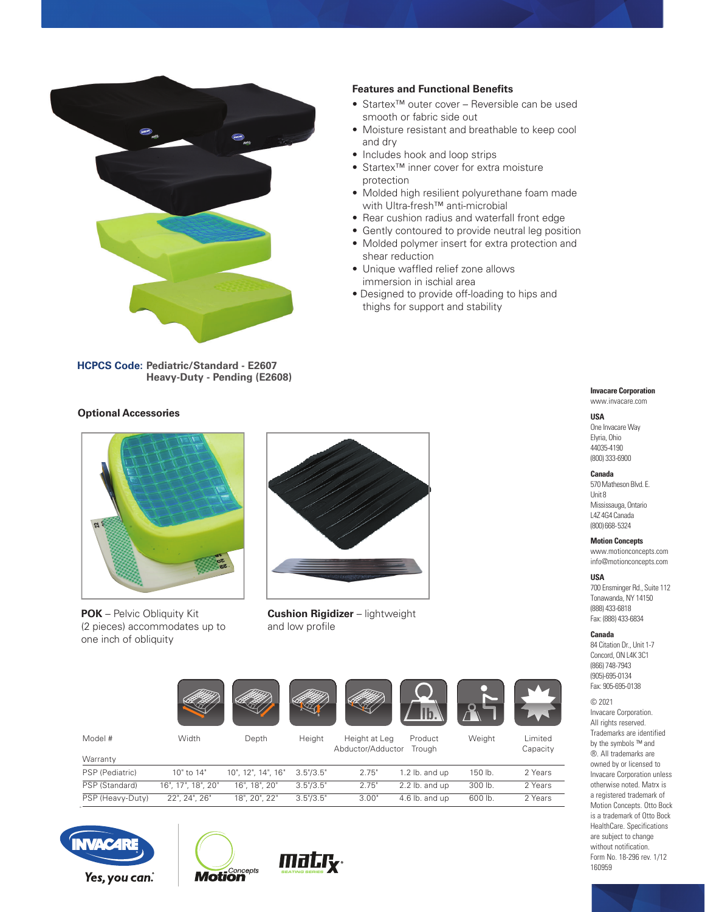## Features and Functional Benefits

- Startex™ outer cover – Reversible can be used smooth or fabric side out
- Moisture resistant and breathable to keep cool and dry
- Includes hook and loop strips
- Startex™ inner cover for extra moisture protection
- Molded high resilient polyurethane foam made with Ultra-fresh™ anti-microbial
- Rear cushion radius and waterfall front edge
- Gently contoured to provide neutral leg position
- Molded polymer insert for extra protection and shear reduction
- Unique waffled relief zone allows immersion in ischial area
- Designed to provide off-loading to hips and thighs for support and stability

**HCPCS Code:** **Pediatric/Standard - E2607**
**Heavy-Duty - Pending (E2608)**

### Optional Accessories

**POK** – Pelvic Obliquity Kit (2 pieces) accommodates up to one inch of obliquity

**Cushion Rigidizer** – lightweight and low profile

| Model # | Width | Depth | Height | Height at Leg Abductor/Adductor | Product Trough | Weight | Limited Capacity | Warranty |
|---|---|---|---|---|---|---|---|---|
| PSP (Pediatric) | 10" to 14" | 10", 12", 14", 16" | 3.5"/3.5" | 2.75" | 1.2 lb. and up | 150 lb. | 2 Years | |
| PSP (Standard) | 16", 17", 18", 20" | 16", 18", 20" | 3.5"/3.5" | 2.75" | 2.2 lb. and up | 300 lb. | 2 Years | |
| PSP (Heavy-Duty) | 22", 24", 26" | 18", 20", 22" | 3.5"/3.5" | 3.00" | 4.6 lb. and up | 600 lb. | 2 Years | |

**Invacare Corporation**
www.invacare.com

**USA**
One Invacare Way
Elyria, Ohio
44035-4190
(800) 333-6900

**Canada**
570 Matheson Blvd. E.
Unit 8
Mississauga, Ontario
L4Z 4G4 Canada
(800) 668-5324

**Motion Concepts**
www.motionconcepts.com
info@motionconcepts.com

**USA**
700 Ensminger Rd., Suite 112
Tonawanda, NY 14150
(888) 433-6818
Fax: (888) 433-6834

**Canada**
84 Citation Dr., Unit 1-7
Concord, ON L4K 3C1
(866) 748-7943
(905)-695-0134
Fax: 905-695-0138

© 2021
Invacare Corporation.
All rights reserved.
Trademarks are identified by the symbols ™ and ®. All trademarks are owned by or licensed to Invacare Corporation unless otherwise noted. Matrx is a registered trademark of Motion Concepts. Otto Bock is a trademark of Otto Bock HealthCare. Specifications are subject to change without notification.
Form No. 18-296 rev. 1/12
160959

INVACARE Yes, you can.
Motion Concepts
matrx SEATING SERIES